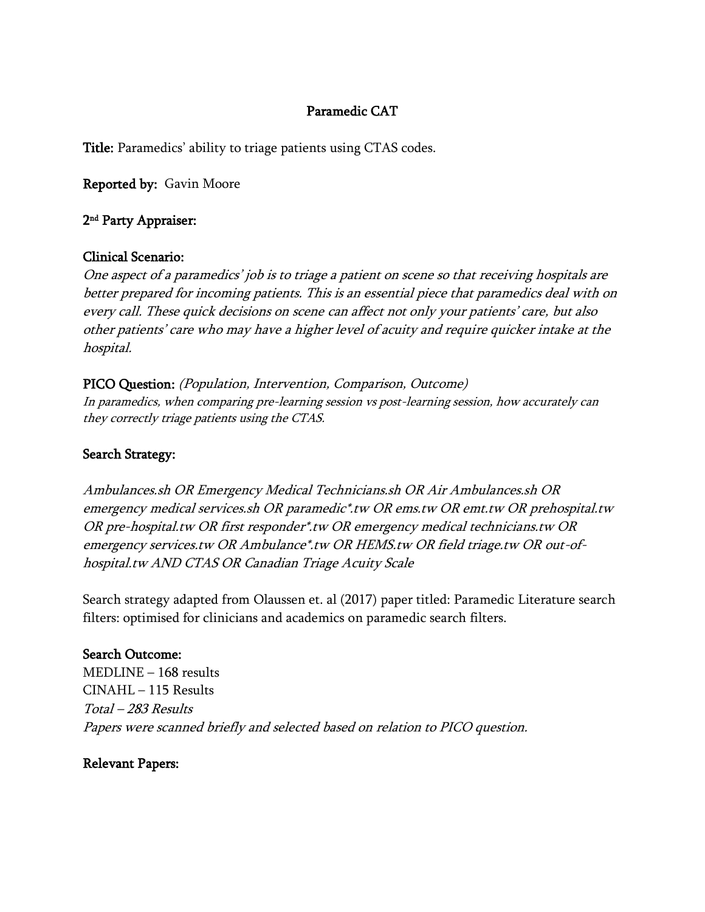# Paramedic CAT

**Title:** Paramedics' ability to triage patients using CTAS codes.

**Reported by:** Gavin Moore

**2nd Party Appraiser:**

**Clinical Scenario:**

*One aspect of a paramedics' job is to triage a patient on scene so that receiving hospitals are better prepared for incoming patients. This is an essential piece that paramedics deal with on every call. These quick decisions on scene can affect not only your patients' care, but also other patients' care who may have a higher level of acuity and require quicker intake at the hospital.*

**PICO Question:** *(Population, Intervention, Comparison, Outcome)*

*In paramedics, when comparing pre-learning session vs post-learning session, how accurately can they correctly triage patients using the CTAS.*

**Search Strategy:**

*Ambulances.sh OR Emergency Medical Technicians.sh OR Air Ambulances.sh OR emergency medical services.sh OR paramedic*.tw OR ems.tw OR emt.tw OR prehospital.tw OR pre-hospital.tw OR first responder*.tw OR emergency medical technicians.tw OR emergency services.tw OR Ambulance*.tw OR HEMS.tw OR field triage.tw OR out-of-hospital.tw AND CTAS OR Canadian Triage Acuity Scale*

Search strategy adapted from Olaussen et. al (2017) paper titled: Paramedic Literature search filters: optimised for clinicians and academics on paramedic search filters.

**Search Outcome:**

MEDLINE – 168 results
CINAHL – 115 Results
*Total – 283 Results*
*Papers were scanned briefly and selected based on relation to PICO question.*

**Relevant Papers:**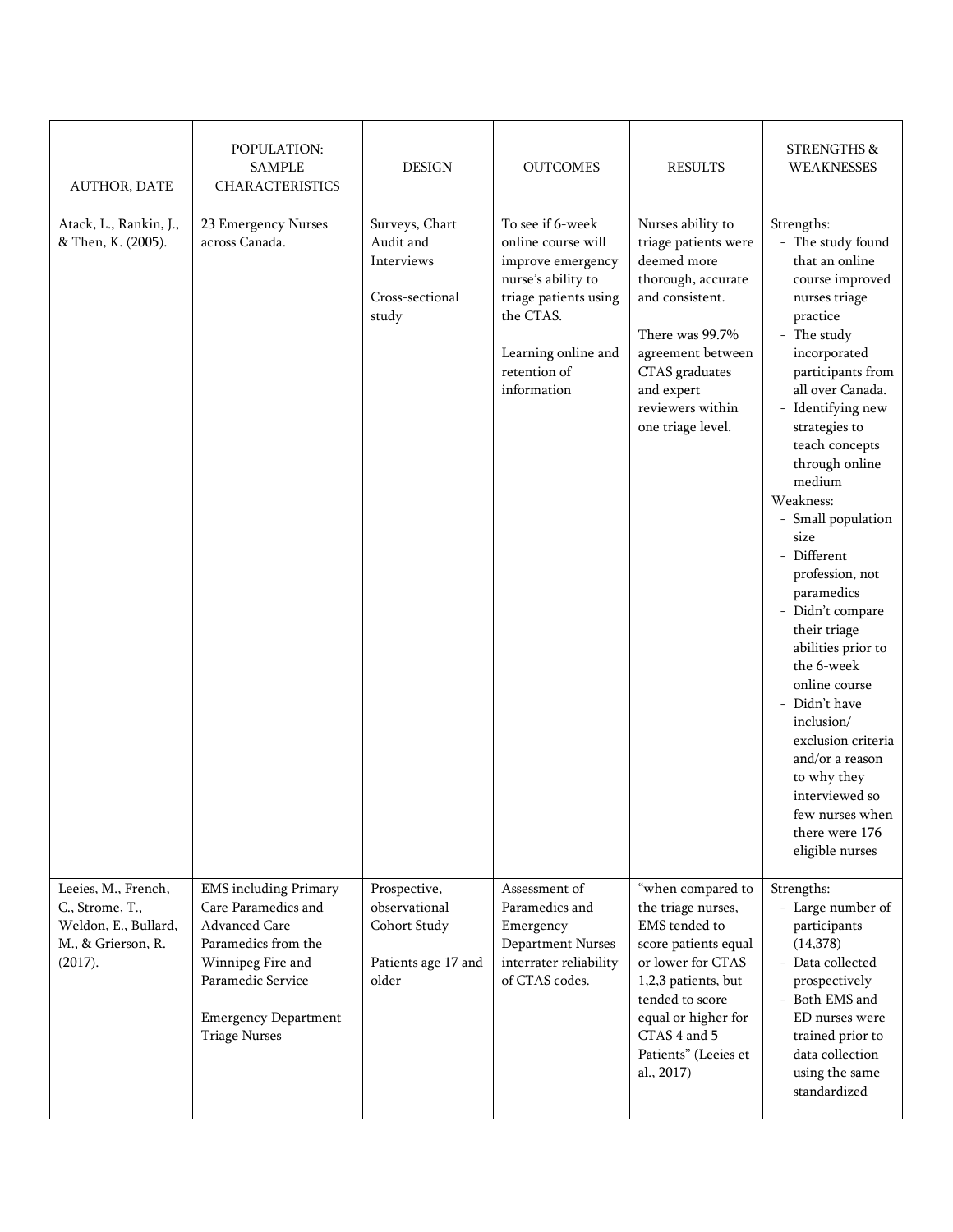| AUTHOR, DATE | POPULATION: SAMPLE CHARACTERISTICS | DESIGN | OUTCOMES | RESULTS | STRENGTHS & WEAKNESSES |
|---|---|---|---|---|---|
| Atack, L., Rankin, J., & Then, K. (2005). | 23 Emergency Nurses across Canada. | Surveys, Chart Audit and Interviews<br><br>Cross-sectional study | To see if 6-week online course will improve emergency nurse's ability to triage patients using the CTAS.<br><br>Learning online and retention of information | Nurses ability to triage patients were deemed more thorough, accurate and consistent.<br><br>There was 99.7% agreement between CTAS graduates and expert reviewers within one triage level. | Strengths:<br>- The study found that an online course improved nurses triage practice<br>- The study incorporated participants from all over Canada.<br>- Identifying new strategies to teach concepts through online medium<br>Weakness:<br>- Small population size<br>- Different profession, not paramedics<br>- Didn't compare their triage abilities prior to the 6-week online course<br>- Didn't have inclusion/ exclusion criteria and/or a reason to why they interviewed so few nurses when there were 176 eligible nurses |
| Leeies, M., French, C., Strome, T., Weldon, E., Bullard, M., & Grierson, R. (2017). | EMS including Primary Care Paramedics and Advanced Care Paramedics from the Winnipeg Fire and Paramedic Service<br><br>Emergency Department Triage Nurses | Prospective, observational Cohort Study<br><br>Patients age 17 and older | Assessment of Paramedics and Emergency Department Nurses interrater reliability of CTAS codes. | "when compared to the triage nurses, EMS tended to score patients equal or lower for CTAS 1,2,3 patients, but tended to score equal or higher for CTAS 4 and 5 Patients" (Leeies et al., 2017) | Strengths:<br>- Large number of participants (14,378)<br>- Data collected prospectively<br>- Both EMS and ED nurses were trained prior to data collection using the same standardized |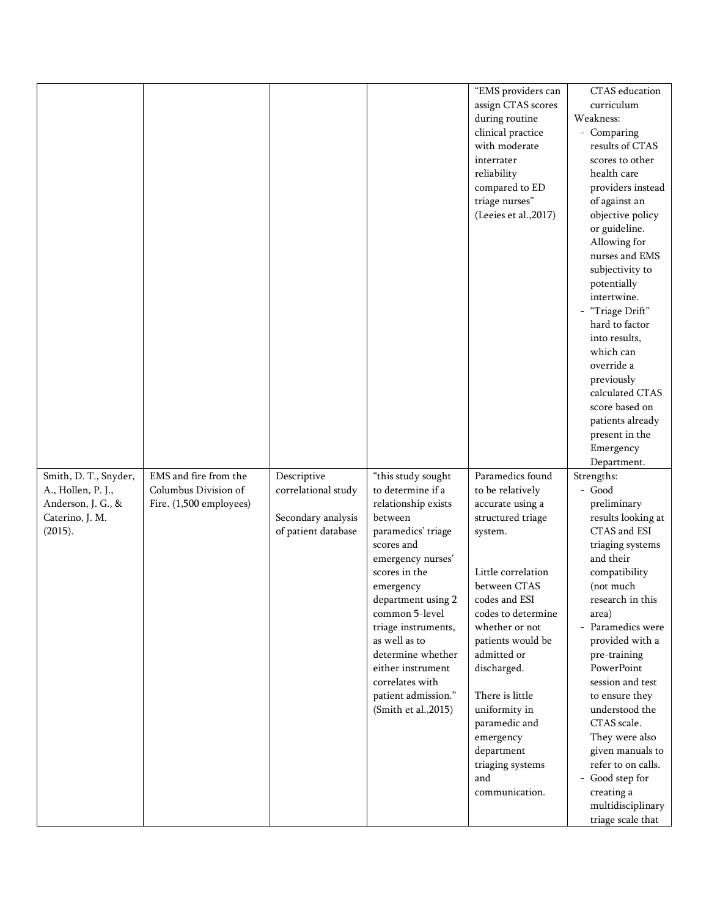| | | | | | |
|---|---|---|---|---|---|
| | | | | "EMS providers can assign CTAS scores during routine clinical practice with moderate interrater reliability compared to ED triage nurses" (Leeies et al.,2017) | CTAS education curriculum<br>Weakness:<br>- Comparing results of CTAS scores to other health care providers instead of against an objective policy or guideline. Allowing for nurses and EMS subjectivity to potentially intertwine.<br>- "Triage Drift" hard to factor into results, which can override a previously calculated CTAS score based on patients already present in the Emergency Department. |
| Smith, D. T., Snyder, A., Hollen, P. J., Anderson, J. G., & Caterino, J. M. (2015). | EMS and fire from the Columbus Division of Fire. (1,500 employees) | Descriptive correlational study<br><br>Secondary analysis of patient database | "this study sought to determine if a relationship exists between paramedics' triage scores and emergency nurses' scores in the emergency department using 2 common 5-level triage instruments, as well as to determine whether either instrument correlates with patient admission." (Smith et al.,2015) | Paramedics found to be relatively accurate using a structured triage system.<br><br>Little correlation between CTAS codes and ESI codes to determine whether or not patients would be admitted or discharged.<br><br>There is little uniformity in paramedic and emergency department triaging systems and communication. | Strengths:<br>- Good preliminary results looking at CTAS and ESI triaging systems and their compatibility (not much research in this area)<br>- Paramedics were provided with a pre-training PowerPoint session and test to ensure they understood the CTAS scale. They were also given manuals to refer to on calls.<br>- Good step for creating a multidisciplinary triage scale that |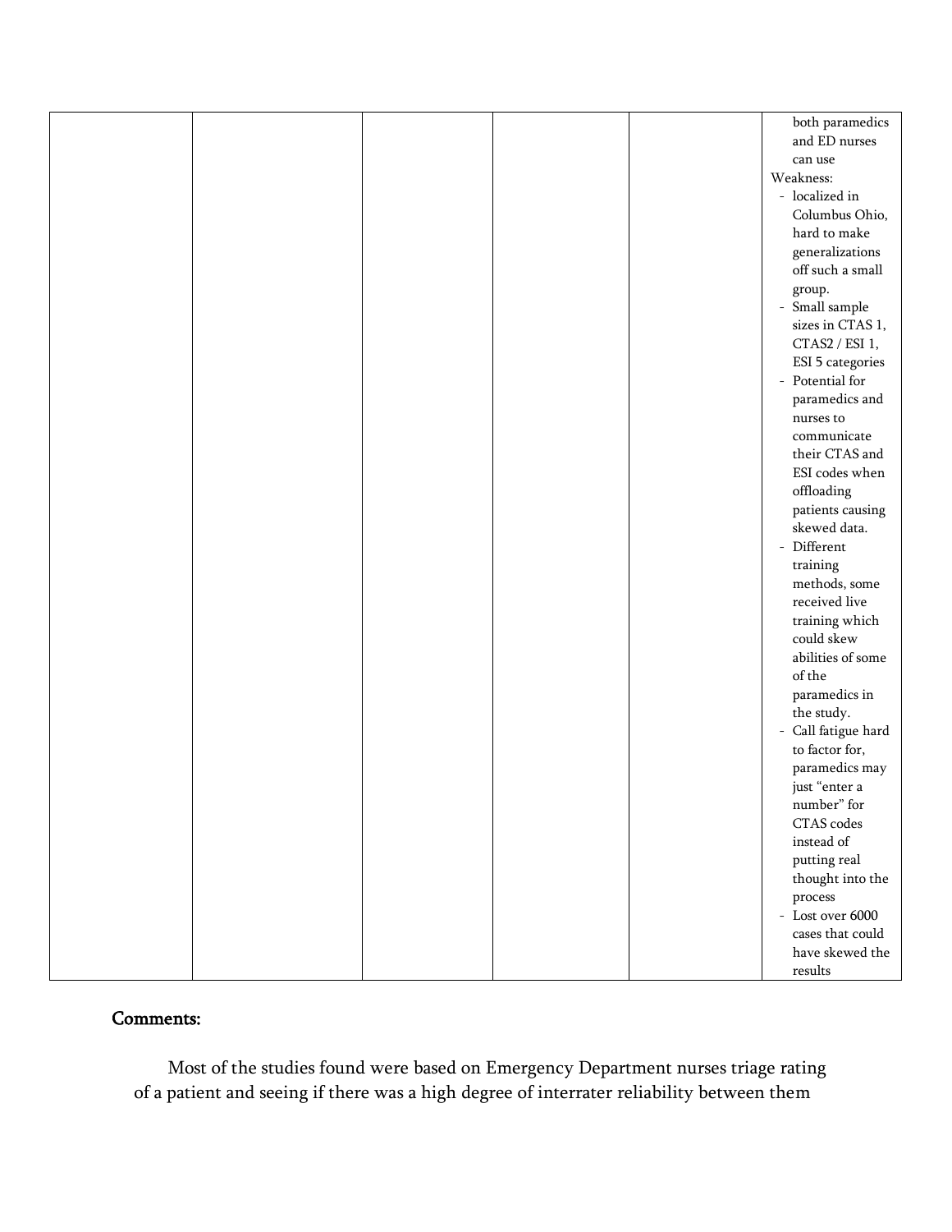|  |  |  |  |  | both paramedics and ED nurses can use<br>Weakness:<br>- localized in Columbus Ohio, hard to make generalizations off such a small group.<br>- Small sample sizes in CTAS 1, CTAS2 / ESI 1, ESI 5 categories<br>- Potential for paramedics and nurses to communicate their CTAS and ESI codes when offloading patients causing skewed data.<br>- Different training methods, some received live training which could skew abilities of some of the paramedics in the study.<br>- Call fatigue hard to factor for, paramedics may just "enter a number" for CTAS codes instead of putting real thought into the process<br>- Lost over 6000 cases that could have skewed the results |
|---|---|---|---|---|---|

## Comments:

Most of the studies found were based on Emergency Department nurses triage rating of a patient and seeing if there was a high degree of interrater reliability between them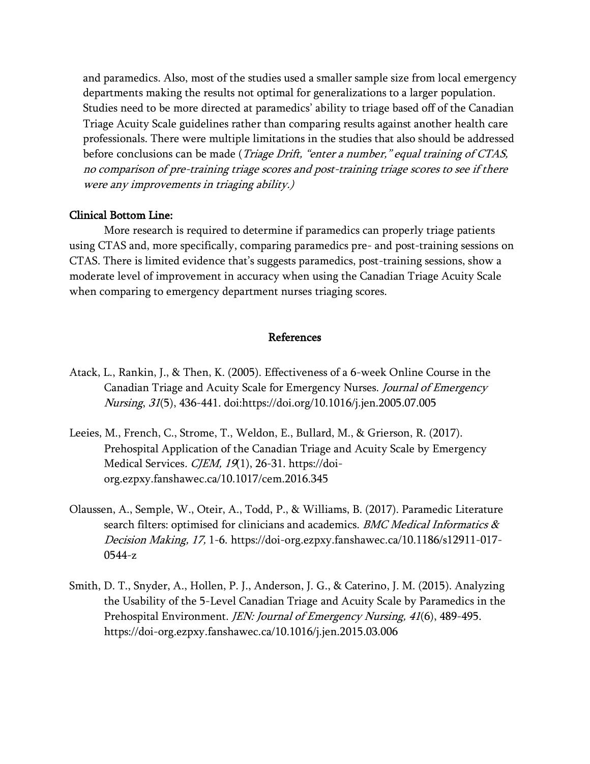and paramedics. Also, most of the studies used a smaller sample size from local emergency departments making the results not optimal for generalizations to a larger population. Studies need to be more directed at paramedics' ability to triage based off of the Canadian Triage Acuity Scale guidelines rather than comparing results against another health care professionals. There were multiple limitations in the studies that also should be addressed before conclusions can be made (*Triage Drift, "enter a number," equal training of CTAS, no comparison of pre-training triage scores and post-training triage scores to see if there were any improvements in triaging ability.)*

**Clinical Bottom Line:**

More research is required to determine if paramedics can properly triage patients using CTAS and, more specifically, comparing paramedics pre- and post-training sessions on CTAS. There is limited evidence that's suggests paramedics, post-training sessions, show a moderate level of improvement in accuracy when using the Canadian Triage Acuity Scale when comparing to emergency department nurses triaging scores.

## References

Atack, L., Rankin, J., & Then, K. (2005). Effectiveness of a 6-week Online Course in the Canadian Triage and Acuity Scale for Emergency Nurses. *Journal of Emergency Nursing*, *31*(5), 436-441. doi:https://doi.org/10.1016/j.jen.2005.07.005

Leeies, M., French, C., Strome, T., Weldon, E., Bullard, M., & Grierson, R. (2017). Prehospital Application of the Canadian Triage and Acuity Scale by Emergency Medical Services. *CJEM, 19*(1), 26-31. https://doi-org.ezpxy.fanshawec.ca/10.1017/cem.2016.345

Olaussen, A., Semple, W., Oteir, A., Todd, P., & Williams, B. (2017). Paramedic Literature search filters: optimised for clinicians and academics. *BMC Medical Informatics & Decision Making, 17,* 1-6. https://doi-org.ezpxy.fanshawec.ca/10.1186/s12911-017-0544-z

Smith, D. T., Snyder, A., Hollen, P. J., Anderson, J. G., & Caterino, J. M. (2015). Analyzing the Usability of the 5-Level Canadian Triage and Acuity Scale by Paramedics in the Prehospital Environment. *JEN: Journal of Emergency Nursing, 41*(6), 489-495. https://doi-org.ezpxy.fanshawec.ca/10.1016/j.jen.2015.03.006